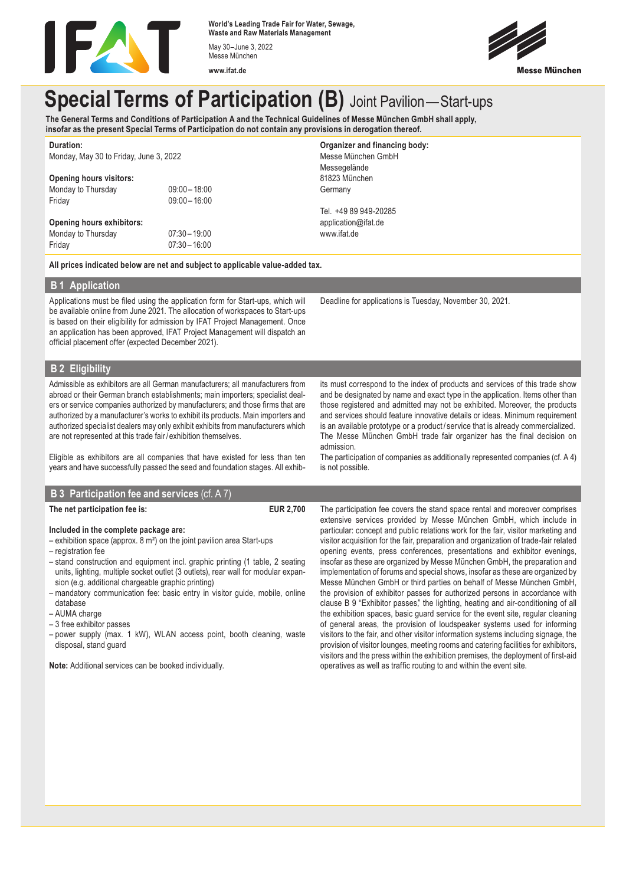World's Leading Trade Fair for Water, Sewage, Waste and Raw Materials Management

May 30–June 3, 2022
Messe München

www.ifat.de

# Special Terms of Participation (B) Joint Pavilion — Start-ups

**The General Terms and Conditions of Participation A and the Technical Guidelines of Messe München GmbH shall apply, insofar as the present Special Terms of Participation do not contain any provisions in derogation thereof.**

**Duration:**
Monday, May 30 to Friday, June 3, 2022

**Opening hours visitors:**

| | |
|---|---|
| Monday to Thursday | 09:00 – 18:00 |
| Friday | 09:00 – 16:00 |

**Opening hours exhibitors:**

| | |
|---|---|
| Monday to Thursday | 07:30 – 19:00 |
| Friday | 07:30 – 16:00 |

**Organizer and financing body:**
Messe München GmbH
Messegelände
81823 München
Germany

Tel. +49 89 949-20285
application@ifat.de
www.ifat.de

**All prices indicated below are net and subject to applicable value-added tax.**

## B 1 Application

Applications must be filed using the application form for Start-ups, which will be available online from June 2021. The allocation of workspaces to Start-ups is based on their eligibility for admission by IFAT Project Management. Once an application has been approved, IFAT Project Management will dispatch an official placement offer (expected December 2021).

Deadline for applications is Tuesday, November 30, 2021.

## B 2 Eligibility

Admissible as exhibitors are all German manufacturers; all manufacturers from abroad or their German branch establishments; main importers; specialist dealers or service companies authorized by manufacturers; and those firms that are authorized by a manufacturer's works to exhibit its products. Main importers and authorized specialist dealers may only exhibit exhibits from manufacturers which are not represented at this trade fair / exhibition themselves.

Eligible as exhibitors are all companies that have existed for less than ten years and have successfully passed the seed and foundation stages. All exhibits must correspond to the index of products and services of this trade show and be designated by name and exact type in the application. Items other than those registered and admitted may not be exhibited. Moreover, the products and services should feature innovative details or ideas. Minimum requirement is an available prototype or a product / service that is already commercialized. The Messe München GmbH trade fair organizer has the final decision on admission.

The participation of companies as additionally represented companies (cf. A 4) is not possible.

## B 3 Participation fee and services (cf. A 7)

**The net participation fee is: EUR 2,700**

**Included in the complete package are:**

- exhibition space (approx. 8 m²) on the joint pavilion area Start-ups
- registration fee
- stand construction and equipment incl. graphic printing (1 table, 2 seating units, lighting, multiple socket outlet (3 outlets), rear wall for modular expansion (e.g. additional chargeable graphic printing)
- mandatory communication fee: basic entry in visitor guide, mobile, online database
- AUMA charge
- 3 free exhibitor passes
- power supply (max. 1 kW), WLAN access point, booth cleaning, waste disposal, stand guard

**Note:** Additional services can be booked individually.

The participation fee covers the stand space rental and moreover comprises extensive services provided by Messe München GmbH, which include in particular: concept and public relations work for the fair, visitor marketing and visitor acquisition for the fair, preparation and organization of trade-fair related opening events, press conferences, presentations and exhibitor evenings, insofar as these are organized by Messe München GmbH, the preparation and implementation of forums and special shows, insofar as these are organized by Messe München GmbH or third parties on behalf of Messe München GmbH, the provision of exhibitor passes for authorized persons in accordance with clause B 9 "Exhibitor passes," the lighting, heating and air-conditioning of all the exhibition spaces, basic guard service for the event site, regular cleaning of general areas, the provision of loudspeaker systems used for informing visitors to the fair, and other visitor information systems including signage, the provision of visitor lounges, meeting rooms and catering facilities for exhibitors, visitors and the press within the exhibition premises, the deployment of first-aid operatives as well as traffic routing to and within the event site.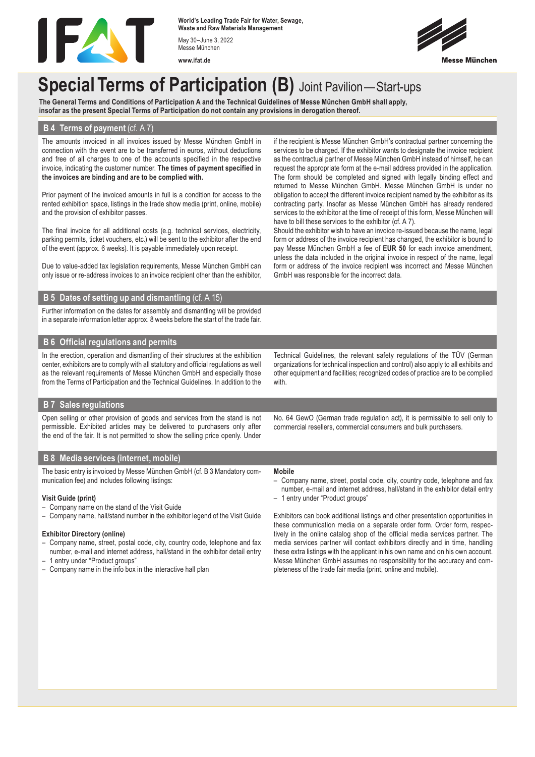# Special Terms of Participation (B) Joint Pavilion — Start-ups

**The General Terms and Conditions of Participation A and the Technical Guidelines of Messe München GmbH shall apply, insofar as the present Special Terms of Participation do not contain any provisions in derogation thereof.**

## B 4 Terms of payment (cf. A 7)

The amounts invoiced in all invoices issued by Messe München GmbH in connection with the event are to be transferred in euros, without deductions and free of all charges to one of the accounts specified in the respective invoice, indicating the customer number. **The times of payment specified in the invoices are binding and are to be complied with.**

Prior payment of the invoiced amounts in full is a condition for access to the rented exhibition space, listings in the trade show media (print, online, mobile) and the provision of exhibitor passes.

The final invoice for all additional costs (e.g. technical services, electricity, parking permits, ticket vouchers, etc.) will be sent to the exhibitor after the end of the event (approx. 6 weeks). It is payable immediately upon receipt.

Due to value-added tax legislation requirements, Messe München GmbH can only issue or re-address invoices to an invoice recipient other than the exhibitor, if the recipient is Messe München GmbH's contractual partner concerning the services to be charged. If the exhibitor wants to designate the invoice recipient as the contractual partner of Messe München GmbH instead of himself, he can request the appropriate form at the e-mail address provided in the application. The form should be completed and signed with legally binding effect and returned to Messe München GmbH. Messe München GmbH is under no obligation to accept the different invoice recipient named by the exhibitor as its contracting party. Insofar as Messe München GmbH has already rendered services to the exhibitor at the time of receipt of this form, Messe München will have to bill these services to the exhibitor (cf. A 7).

Should the exhibitor wish to have an invoice re-issued because the name, legal form or address of the invoice recipient has changed, the exhibitor is bound to pay Messe München GmbH a fee of **EUR 50** for each invoice amendment, unless the data included in the original invoice in respect of the name, legal form or address of the invoice recipient was incorrect and Messe München GmbH was responsible for the incorrect data.

## B 5 Dates of setting up and dismantling (cf. A 15)

Further information on the dates for assembly and dismantling will be provided in a separate information letter approx. 8 weeks before the start of the trade fair.

## B 6 Official regulations and permits

In the erection, operation and dismantling of their structures at the exhibition center, exhibitors are to comply with all statutory and official regulations as well as the relevant requirements of Messe München GmbH and especially those from the Terms of Participation and the Technical Guidelines. In addition to the Technical Guidelines, the relevant safety regulations of the TÜV (German organizations for technical inspection and control) also apply to all exhibits and other equipment and facilities; recognized codes of practice are to be complied with.

## B 7 Sales regulations

Open selling or other provision of goods and services from the stand is not permissible. Exhibited articles may be delivered to purchasers only after the end of the fair. It is not permitted to show the selling price openly. Under No. 64 GewO (German trade regulation act), it is permissible to sell only to commercial resellers, commercial consumers and bulk purchasers.

## B 8 Media services (internet, mobile)

The basic entry is invoiced by Messe München GmbH (cf. B 3 Mandatory communication fee) and includes following listings:

**Visit Guide (print)**

- Company name on the stand of the Visit Guide
- Company name, hall/stand number in the exhibitor legend of the Visit Guide

**Exhibitor Directory (online)**

- Company name, street, postal code, city, country code, telephone and fax number, e-mail and internet address, hall/stand in the exhibitor detail entry
- 1 entry under "Product groups"
- Company name in the info box in the interactive hall plan

**Mobile**

- Company name, street, postal code, city, country code, telephone and fax number, e-mail and internet address, hall/stand in the exhibitor detail entry
- 1 entry under "Product groups"

Exhibitors can book additional listings and other presentation opportunities in these communication media on a separate order form. Order form, respectively in the online catalog shop of the official media services partner. The media services partner will contact exhibitors directly and in time, handling these extra listings with the applicant in his own name and on his own account. Messe München GmbH assumes no responsibility for the accuracy and completeness of the trade fair media (print, online and mobile).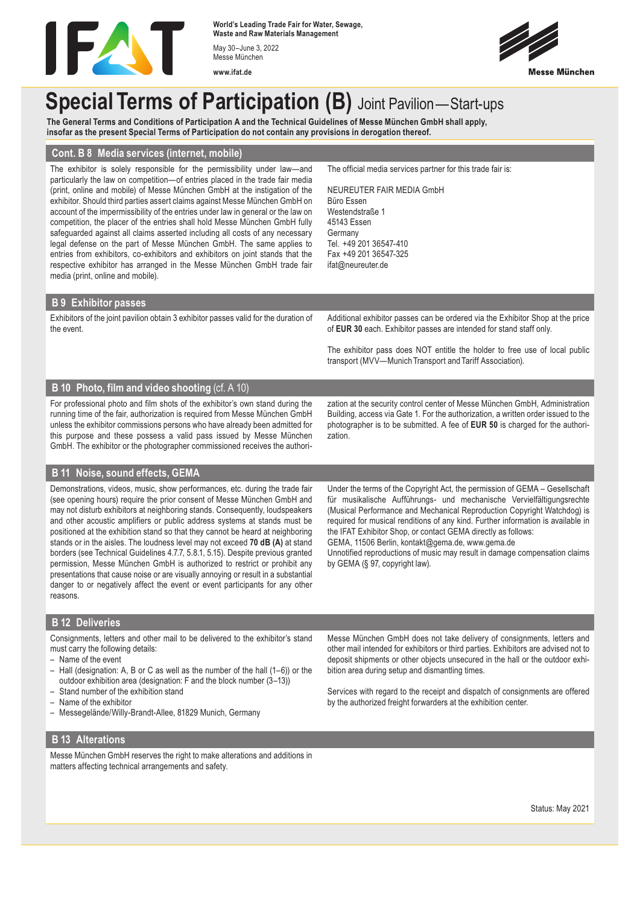# Special Terms of Participation (B) Joint Pavilion — Start-ups

**The General Terms and Conditions of Participation A and the Technical Guidelines of Messe München GmbH shall apply, insofar as the present Special Terms of Participation do not contain any provisions in derogation thereof.**

## Cont. B 8 Media services (internet, mobile)

The exhibitor is solely responsible for the permissibility under law—and particularly the law on competition—of entries placed in the trade fair media (print, online and mobile) of Messe München GmbH at the instigation of the exhibitor. Should third parties assert claims against Messe München GmbH on account of the impermissibility of the entries under law in general or the law on competition, the placer of the entries shall hold Messe München GmbH fully safeguarded against all claims asserted including all costs of any necessary legal defense on the part of Messe München GmbH. The same applies to entries from exhibitors, co-exhibitors and exhibitors on joint stands that the respective exhibitor has arranged in the Messe München GmbH trade fair media (print, online and mobile).

The official media services partner for this trade fair is:

NEUREUTER FAIR MEDIA GmbH
Büro Essen
Westendstraße 1
45143 Essen
Germany
Tel. +49 201 36547-410
Fax +49 201 36547-325
ifat@neureuter.de

## B 9 Exhibitor passes

Exhibitors of the joint pavilion obtain 3 exhibitor passes valid for the duration of the event.

Additional exhibitor passes can be ordered via the Exhibitor Shop at the price of **EUR 30** each. Exhibitor passes are intended for stand staff only.

The exhibitor pass does NOT entitle the holder to free use of local public transport (MVV—Munich Transport and Tariff Association).

## B 10 Photo, film and video shooting (cf. A 10)

For professional photo and film shots of the exhibitor's own stand during the running time of the fair, authorization is required from Messe München GmbH unless the exhibitor commissions persons who have already been admitted for this purpose and these possess a valid pass issued by Messe München GmbH. The exhibitor or the photographer commissioned receives the authorization at the security control center of Messe München GmbH, Administration Building, access via Gate 1. For the authorization, a written order issued to the photographer is to be submitted. A fee of **EUR 50** is charged for the authorization.

## B 11 Noise, sound effects, GEMA

Demonstrations, videos, music, show performances, etc. during the trade fair (see opening hours) require the prior consent of Messe München GmbH and may not disturb exhibitors at neighboring stands. Consequently, loudspeakers and other acoustic amplifiers or public address systems at stands must be positioned at the exhibition stand so that they cannot be heard at neighboring stands or in the aisles. The loudness level may not exceed **70 dB (A)** at stand borders (see Technical Guidelines 4.7.7, 5.8.1, 5.15). Despite previous granted permission, Messe München GmbH is authorized to restrict or prohibit any presentations that cause noise or are visually annoying or result in a substantial danger to or negatively affect the event or event participants for any other reasons.

Under the terms of the Copyright Act, the permission of GEMA – Gesellschaft für musikalische Aufführungs- und mechanische Vervielfältigungsrechte (Musical Performance and Mechanical Reproduction Copyright Watchdog) is required for musical renditions of any kind. Further information is available in the IFAT Exhibitor Shop, or contact GEMA directly as follows:
GEMA, 11506 Berlin, kontakt@gema.de, www.gema.de
Unnotified reproductions of music may result in damage compensation claims by GEMA (§ 97, copyright law).

## B 12 Deliveries

Consignments, letters and other mail to be delivered to the exhibitor's stand must carry the following details:

- Name of the event
- Hall (designation: A, B or C as well as the number of the hall (1–6)) or the outdoor exhibition area (designation: F and the block number (3–13))
- Stand number of the exhibition stand
- Name of the exhibitor
- Messegelände/Willy-Brandt-Allee, 81829 Munich, Germany

Messe München GmbH does not take delivery of consignments, letters and other mail intended for exhibitors or third parties. Exhibitors are advised not to deposit shipments or other objects unsecured in the hall or the outdoor exhibition area during setup and dismantling times.

Services with regard to the receipt and dispatch of consignments are offered by the authorized freight forwarders at the exhibition center.

## B 13 Alterations

Messe München GmbH reserves the right to make alterations and additions in matters affecting technical arrangements and safety.

Status: May 2021